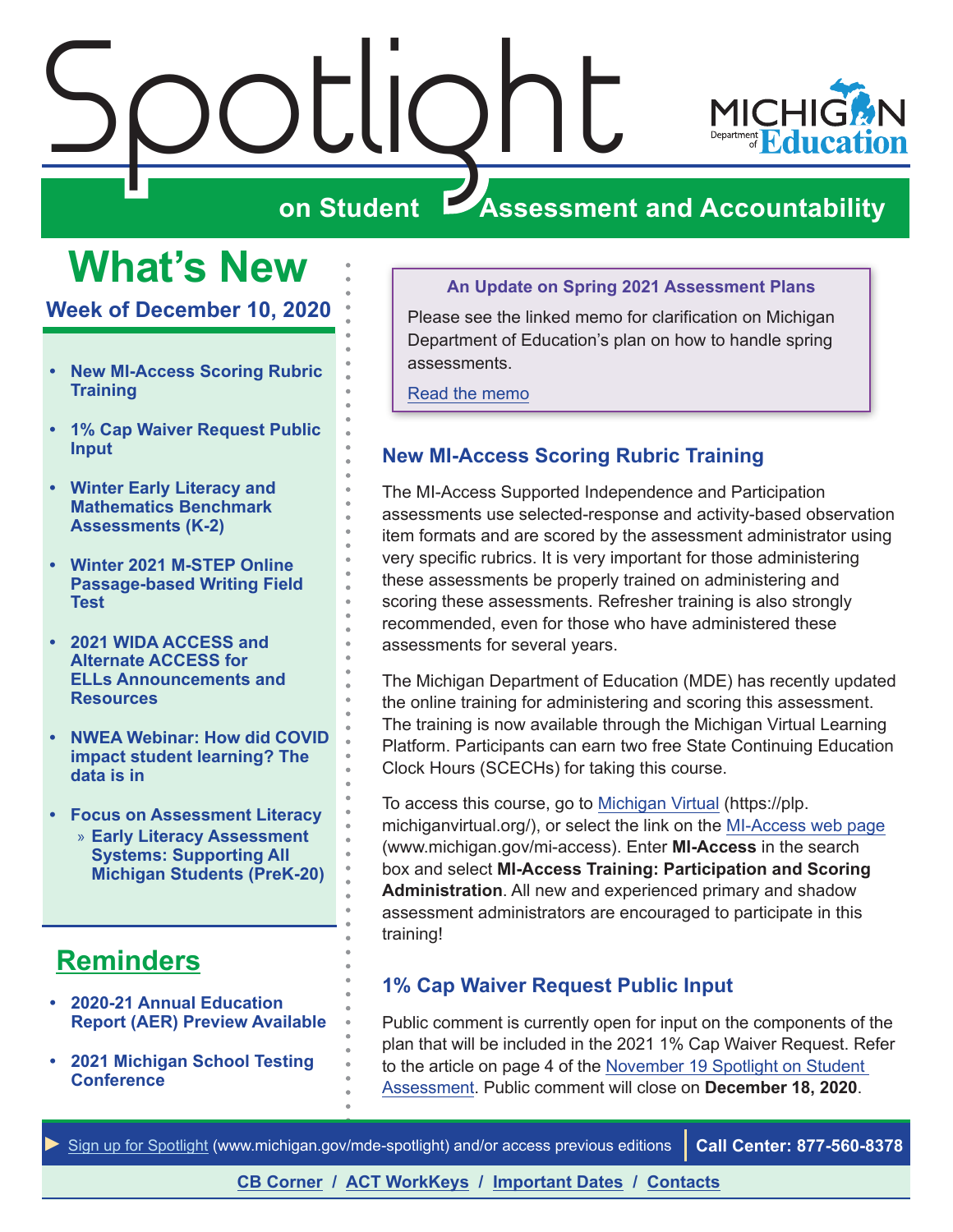# Spotlight on Student Assessment and Accountability

Michigan Department of Education

## What's New

**Week of December 10, 2020**

- **New MI-Access Scoring Rubric Training**
- **1% Cap Waiver Request Public Input**
- **Winter Early Literacy and Mathematics Benchmark Assessments (K-2)**
- **Winter 2021 M-STEP Online Passage-based Writing Field Test**
- **2021 WIDA ACCESS and Alternate ACCESS for ELLs Announcements and Resources**
- **NWEA Webinar: How did COVID impact student learning? The data is in**
- **Focus on Assessment Literacy**
  - **Early Literacy Assessment Systems: Supporting All Michigan Students (PreK-20)**

## Reminders

- **2020-21 Annual Education Report (AER) Preview Available**
- **2021 Michigan School Testing Conference**

**An Update on Spring 2021 Assessment Plans**

Please see the linked memo for clarification on Michigan Department of Education's plan on how to handle spring assessments.

Read the memo

### New MI-Access Scoring Rubric Training

The MI-Access Supported Independence and Participation assessments use selected-response and activity-based observation item formats and are scored by the assessment administrator using very specific rubrics. It is very important for those administering these assessments be properly trained on administering and scoring these assessments. Refresher training is also strongly recommended, even for those who have administered these assessments for several years.

The Michigan Department of Education (MDE) has recently updated the online training for administering and scoring this assessment. The training is now available through the Michigan Virtual Learning Platform. Participants can earn two free State Continuing Education Clock Hours (SCECHs) for taking this course.

To access this course, go to Michigan Virtual (https://plp.michiganvirtual.org/), or select the link on the MI-Access web page (www.michigan.gov/mi-access). Enter **MI-Access** in the search box and select **MI-Access Training: Participation and Scoring Administration**. All new and experienced primary and shadow assessment administrators are encouraged to participate in this training!

### 1% Cap Waiver Request Public Input

Public comment is currently open for input on the components of the plan that will be included in the 2021 1% Cap Waiver Request. Refer to the article on page 4 of the November 19 Spotlight on Student Assessment. Public comment will close on **December 18, 2020**.

Sign up for Spotlight (www.michigan.gov/mde-spotlight) and/or access previous editions | **Call Center: 877-560-8378**

**CB Corner / ACT WorkKeys / Important Dates / Contacts**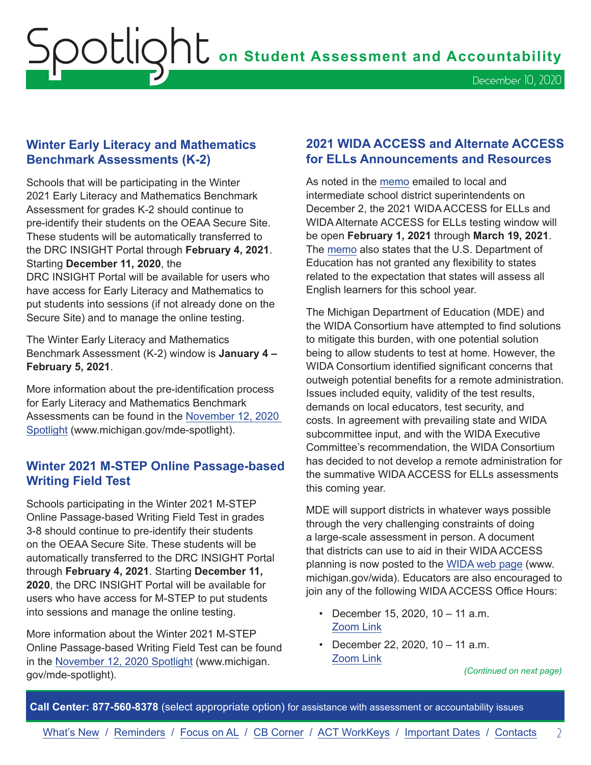## Winter Early Literacy and Mathematics Benchmark Assessments (K-2)

Schools that will be participating in the Winter 2021 Early Literacy and Mathematics Benchmark Assessment for grades K-2 should continue to pre-identify their students on the OEAA Secure Site. These students will be automatically transferred to the DRC INSIGHT Portal through **February 4, 2021**. Starting **December 11, 2020**, the DRC INSIGHT Portal will be available for users who have access for Early Literacy and Mathematics to put students into sessions (if not already done on the Secure Site) and to manage the online testing.

The Winter Early Literacy and Mathematics Benchmark Assessment (K-2) window is **January 4 – February 5, 2021**.

More information about the pre-identification process for Early Literacy and Mathematics Benchmark Assessments can be found in the November 12, 2020 Spotlight (www.michigan.gov/mde-spotlight).

## Winter 2021 M-STEP Online Passage-based Writing Field Test

Schools participating in the Winter 2021 M-STEP Online Passage-based Writing Field Test in grades 3-8 should continue to pre-identify their students on the OEAA Secure Site. These students will be automatically transferred to the DRC INSIGHT Portal through **February 4, 2021**. Starting **December 11, 2020**, the DRC INSIGHT Portal will be available for users who have access for M-STEP to put students into sessions and manage the online testing.

More information about the Winter 2021 M-STEP Online Passage-based Writing Field Test can be found in the November 12, 2020 Spotlight (www.michigan.gov/mde-spotlight).

## 2021 WIDA ACCESS and Alternate ACCESS for ELLs Announcements and Resources

As noted in the memo emailed to local and intermediate school district superintendents on December 2, the 2021 WIDA ACCESS for ELLs and WIDA Alternate ACCESS for ELLs testing window will be open **February 1, 2021** through **March 19, 2021**. The memo also states that the U.S. Department of Education has not granted any flexibility to states related to the expectation that states will assess all English learners for this school year.

The Michigan Department of Education (MDE) and the WIDA Consortium have attempted to find solutions to mitigate this burden, with one potential solution being to allow students to test at home. However, the WIDA Consortium identified significant concerns that outweigh potential benefits for a remote administration. Issues included equity, validity of the test results, demands on local educators, test security, and costs. In agreement with prevailing state and WIDA subcommittee input, and with the WIDA Executive Committee's recommendation, the WIDA Consortium has decided to not develop a remote administration for the summative WIDA ACCESS for ELLs assessments this coming year.

MDE will support districts in whatever ways possible through the very challenging constraints of doing a large-scale assessment in person. A document that districts can use to aid in their WIDA ACCESS planning is now posted to the WIDA web page (www.michigan.gov/wida). Educators are also encouraged to join any of the following WIDA ACCESS Office Hours:

- December 15, 2020, 10 – 11 a.m.
  Zoom Link
- December 22, 2020, 10 – 11 a.m.
  Zoom Link

*(Continued on next page)*

**Call Center: 877-560-8378** (select appropriate option) for assistance with assessment or accountability issues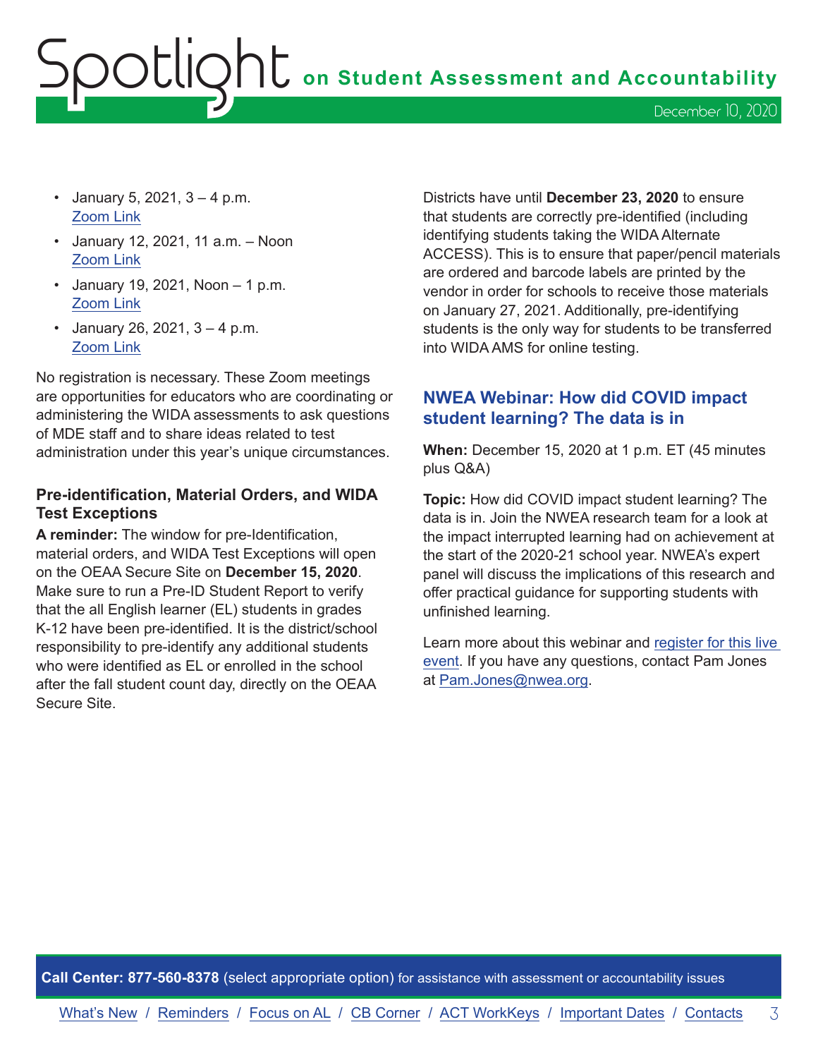- January 5, 2021, 3 – 4 p.m.
  Zoom Link
- January 12, 2021, 11 a.m. – Noon
  Zoom Link
- January 19, 2021, Noon – 1 p.m.
  Zoom Link
- January 26, 2021, 3 – 4 p.m.
  Zoom Link

No registration is necessary. These Zoom meetings are opportunities for educators who are coordinating or administering the WIDA assessments to ask questions of MDE staff and to share ideas related to test administration under this year's unique circumstances.

### Pre-identification, Material Orders, and WIDA Test Exceptions

**A reminder:** The window for pre-Identification, material orders, and WIDA Test Exceptions will open on the OEAA Secure Site on **December 15, 2020**. Make sure to run a Pre-ID Student Report to verify that the all English learner (EL) students in grades K-12 have been pre-identified. It is the district/school responsibility to pre-identify any additional students who were identified as EL or enrolled in the school after the fall student count day, directly on the OEAA Secure Site.

Districts have until **December 23, 2020** to ensure that students are correctly pre-identified (including identifying students taking the WIDA Alternate ACCESS). This is to ensure that paper/pencil materials are ordered and barcode labels are printed by the vendor in order for schools to receive those materials on January 27, 2021. Additionally, pre-identifying students is the only way for students to be transferred into WIDA AMS for online testing.

## NWEA Webinar: How did COVID impact student learning? The data is in

**When:** December 15, 2020 at 1 p.m. ET (45 minutes plus Q&A)

**Topic:** How did COVID impact student learning? The data is in. Join the NWEA research team for a look at the impact interrupted learning had on achievement at the start of the 2020-21 school year. NWEA's expert panel will discuss the implications of this research and offer practical guidance for supporting students with unfinished learning.

Learn more about this webinar and register for this live event. If you have any questions, contact Pam Jones at Pam.Jones@nwea.org.

**Call Center: 877-560-8378** (select appropriate option) for assistance with assessment or accountability issues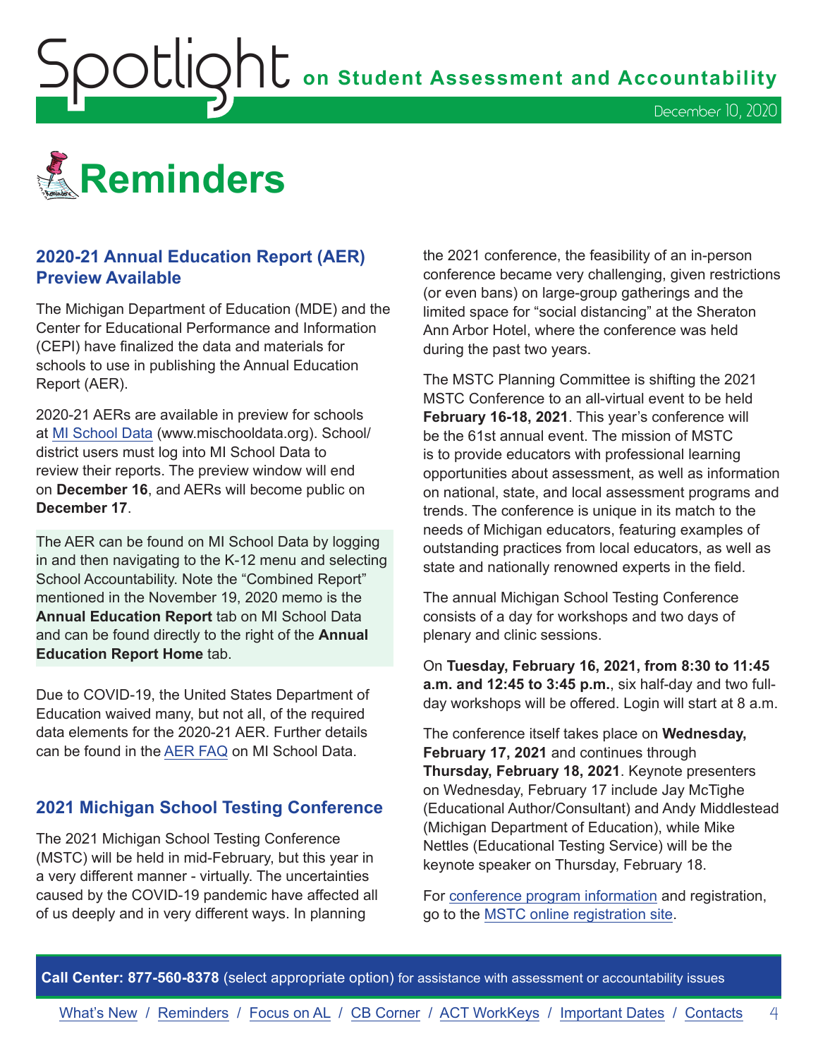# Reminders

## 2020-21 Annual Education Report (AER) Preview Available

The Michigan Department of Education (MDE) and the Center for Educational Performance and Information (CEPI) have finalized the data and materials for schools to use in publishing the Annual Education Report (AER).

2020-21 AERs are available in preview for schools at MI School Data (www.mischooldata.org). School/district users must log into MI School Data to review their reports. The preview window will end on **December 16**, and AERs will become public on **December 17**.

The AER can be found on MI School Data by logging in and then navigating to the K-12 menu and selecting School Accountability. Note the "Combined Report" mentioned in the November 19, 2020 memo is the **Annual Education Report** tab on MI School Data and can be found directly to the right of the **Annual Education Report Home** tab.

Due to COVID-19, the United States Department of Education waived many, but not all, of the required data elements for the 2020-21 AER. Further details can be found in the AER FAQ on MI School Data.

## 2021 Michigan School Testing Conference

The 2021 Michigan School Testing Conference (MSTC) will be held in mid-February, but this year in a very different manner - virtually. The uncertainties caused by the COVID-19 pandemic have affected all of us deeply and in very different ways. In planning the 2021 conference, the feasibility of an in-person conference became very challenging, given restrictions (or even bans) on large-group gatherings and the limited space for "social distancing" at the Sheraton Ann Arbor Hotel, where the conference was held during the past two years.

The MSTC Planning Committee is shifting the 2021 MSTC Conference to an all-virtual event to be held **February 16-18, 2021**. This year's conference will be the 61st annual event. The mission of MSTC is to provide educators with professional learning opportunities about assessment, as well as information on national, state, and local assessment programs and trends. The conference is unique in its match to the needs of Michigan educators, featuring examples of outstanding practices from local educators, as well as state and nationally renowned experts in the field.

The annual Michigan School Testing Conference consists of a day for workshops and two days of plenary and clinic sessions.

On **Tuesday, February 16, 2021, from 8:30 to 11:45 a.m. and 12:45 to 3:45 p.m.**, six half-day and two full-day workshops will be offered. Login will start at 8 a.m.

The conference itself takes place on **Wednesday, February 17, 2021** and continues through **Thursday, February 18, 2021**. Keynote presenters on Wednesday, February 17 include Jay McTighe (Educational Author/Consultant) and Andy Middlestead (Michigan Department of Education), while Mike Nettles (Educational Testing Service) will be the keynote speaker on Thursday, February 18.

For conference program information and registration, go to the MSTC online registration site.

**Call Center: 877-560-8378** (select appropriate option) for assistance with assessment or accountability issues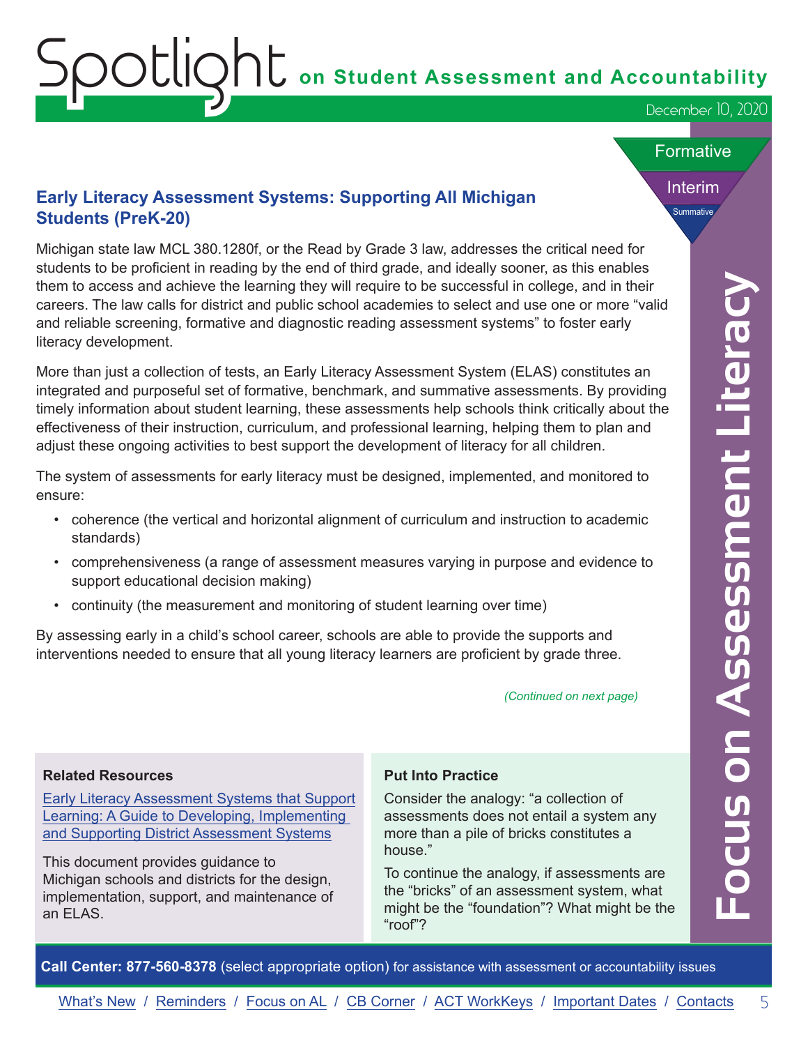## Early Literacy Assessment Systems: Supporting All Michigan Students (PreK-20)

Michigan state law MCL 380.1280f, or the Read by Grade 3 law, addresses the critical need for students to be proficient in reading by the end of third grade, and ideally sooner, as this enables them to access and achieve the learning they will require to be successful in college, and in their careers. The law calls for district and public school academies to select and use one or more "valid and reliable screening, formative and diagnostic reading assessment systems" to foster early literacy development.

More than just a collection of tests, an Early Literacy Assessment System (ELAS) constitutes an integrated and purposeful set of formative, benchmark, and summative assessments. By providing timely information about student learning, these assessments help schools think critically about the effectiveness of their instruction, curriculum, and professional learning, helping them to plan and adjust these ongoing activities to best support the development of literacy for all children.

The system of assessments for early literacy must be designed, implemented, and monitored to ensure:

- coherence (the vertical and horizontal alignment of curriculum and instruction to academic standards)
- comprehensiveness (a range of assessment measures varying in purpose and evidence to support educational decision making)
- continuity (the measurement and monitoring of student learning over time)

By assessing early in a child's school career, schools are able to provide the supports and interventions needed to ensure that all young literacy learners are proficient by grade three.

*(Continued on next page)*

**Related Resources**

Early Literacy Assessment Systems that Support Learning: A Guide to Developing, Implementing and Supporting District Assessment Systems

This document provides guidance to Michigan schools and districts for the design, implementation, support, and maintenance of an ELAS.

**Put Into Practice**

Consider the analogy: "a collection of assessments does not entail a system any more than a pile of bricks constitutes a house."

To continue the analogy, if assessments are the "bricks" of an assessment system, what might be the "foundation"? What might be the "roof"?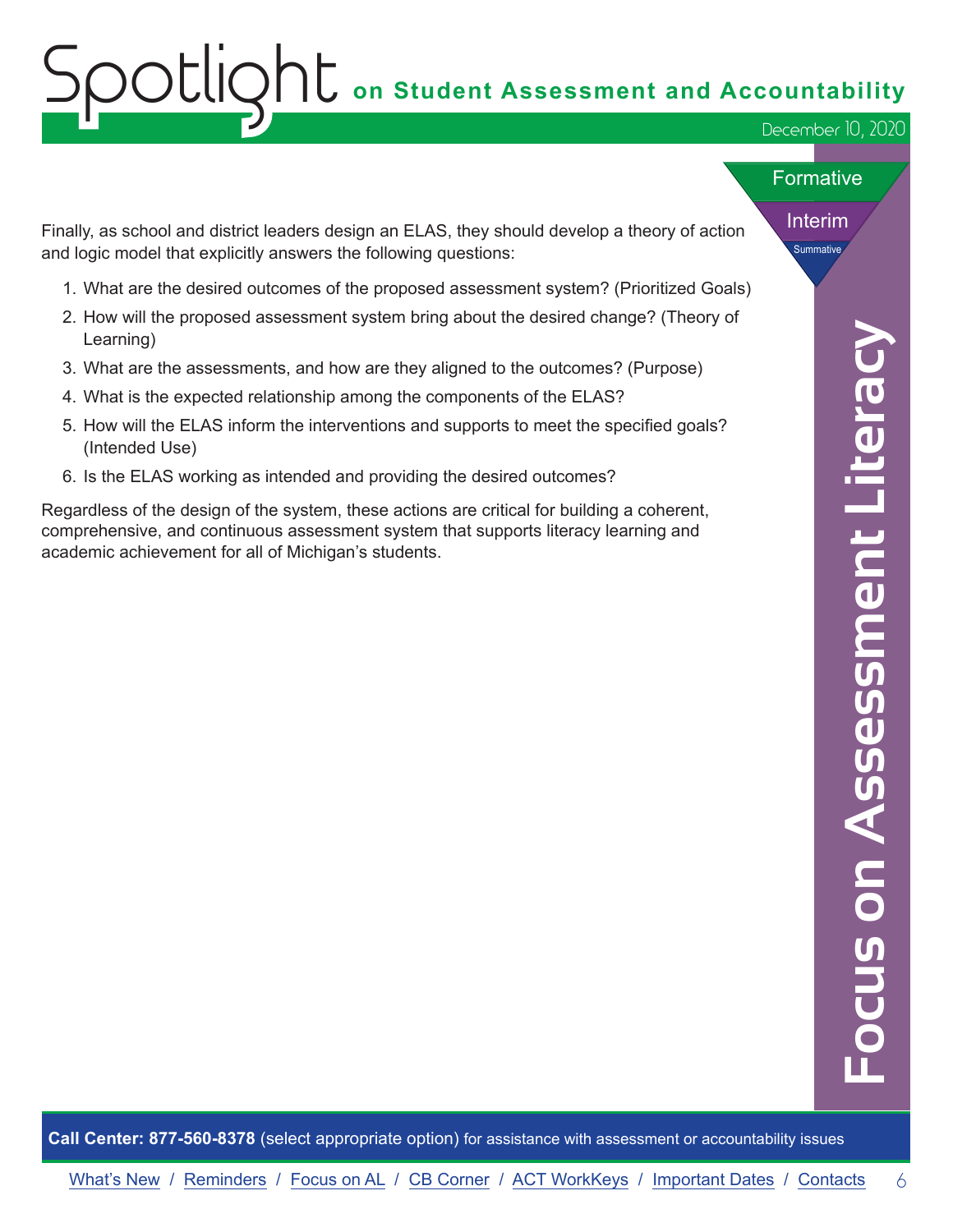Finally, as school and district leaders design an ELAS, they should develop a theory of action and logic model that explicitly answers the following questions:

1. What are the desired outcomes of the proposed assessment system? (Prioritized Goals)
2. How will the proposed assessment system bring about the desired change? (Theory of Learning)
3. What are the assessments, and how are they aligned to the outcomes? (Purpose)
4. What is the expected relationship among the components of the ELAS?
5. How will the ELAS inform the interventions and supports to meet the specified goals? (Intended Use)
6. Is the ELAS working as intended and providing the desired outcomes?

Regardless of the design of the system, these actions are critical for building a coherent, comprehensive, and continuous assessment system that supports literacy learning and academic achievement for all of Michigan's students.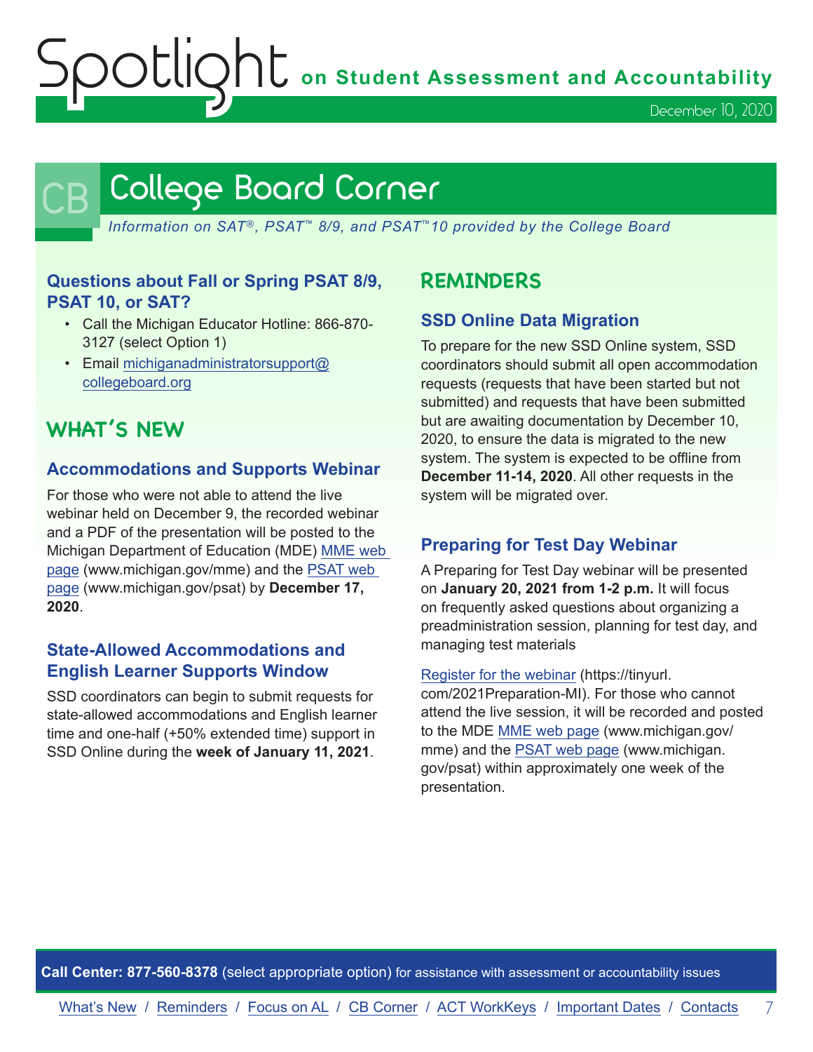# College Board Corner

*Information on SAT®, PSAT™ 8/9, and PSAT™10 provided by the College Board*

### Questions about Fall or Spring PSAT 8/9, PSAT 10, or SAT?

- Call the Michigan Educator Hotline: 866-870-3127 (select Option 1)
- Email michiganadministratorsupport@collegeboard.org

## WHAT'S NEW

### Accommodations and Supports Webinar

For those who were not able to attend the live webinar held on December 9, the recorded webinar and a PDF of the presentation will be posted to the Michigan Department of Education (MDE) MME web page (www.michigan.gov/mme) and the PSAT web page (www.michigan.gov/psat) by **December 17, 2020**.

### State-Allowed Accommodations and English Learner Supports Window

SSD coordinators can begin to submit requests for state-allowed accommodations and English learner time and one-half (+50% extended time) support in SSD Online during the **week of January 11, 2021**.

## REMINDERS

### SSD Online Data Migration

To prepare for the new SSD Online system, SSD coordinators should submit all open accommodation requests (requests that have been started but not submitted) and requests that have been submitted but are awaiting documentation by December 10, 2020, to ensure the data is migrated to the new system. The system is expected to be offline from **December 11-14, 2020**. All other requests in the system will be migrated over.

### Preparing for Test Day Webinar

A Preparing for Test Day webinar will be presented on **January 20, 2021 from 1-2 p.m.** It will focus on frequently asked questions about organizing a preadministration session, planning for test day, and managing test materials

Register for the webinar (https://tinyurl.com/2021Preparation-MI). For those who cannot attend the live session, it will be recorded and posted to the MDE MME web page (www.michigan.gov/mme) and the PSAT web page (www.michigan.gov/psat) within approximately one week of the presentation.

**Call Center: 877-560-8378** (select appropriate option) for assistance with assessment or accountability issues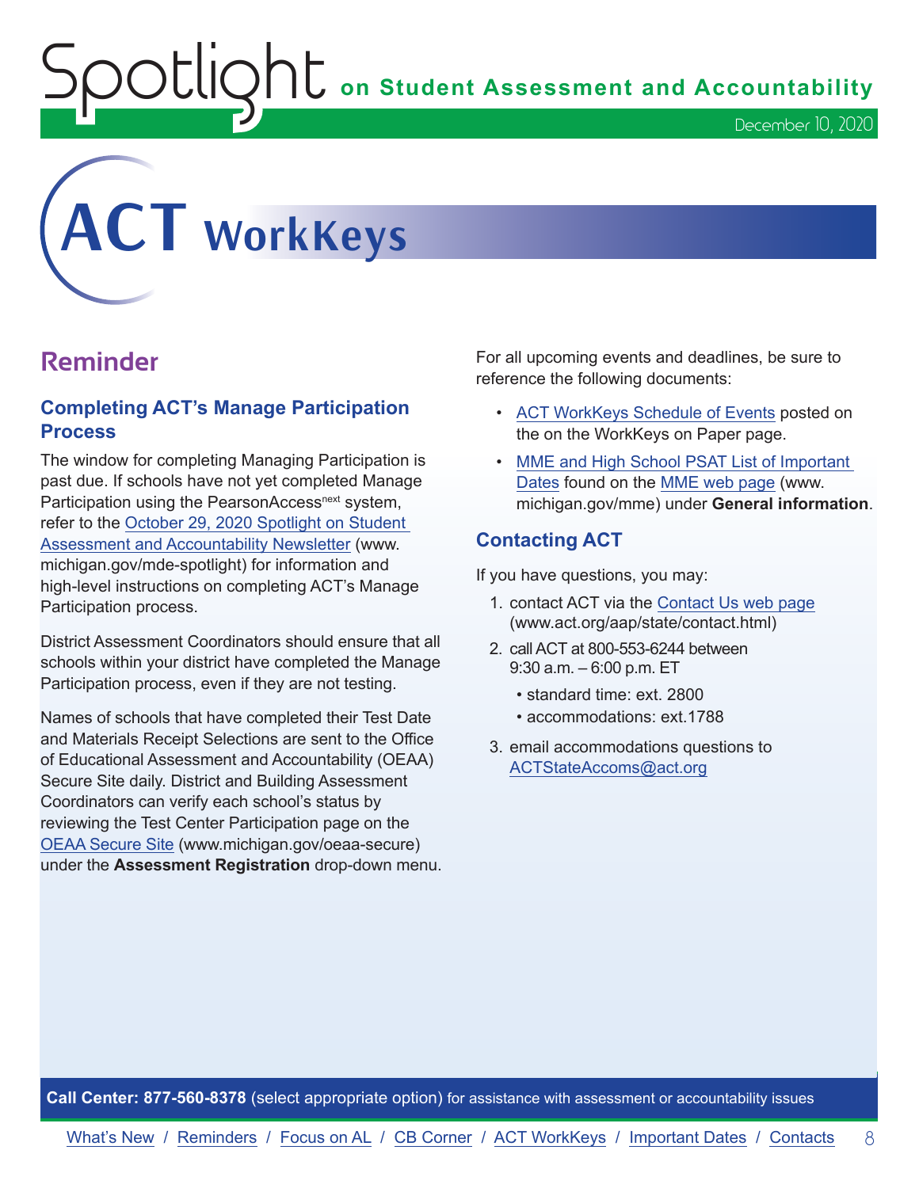# ACT WorkKeys

## Reminder

### Completing ACT's Manage Participation Process

The window for completing Managing Participation is past due. If schools have not yet completed Manage Participation using the PearsonAccess[next] system, refer to the October 29, 2020 Spotlight on Student Assessment and Accountability Newsletter (www.michigan.gov/mde-spotlight) for information and high-level instructions on completing ACT's Manage Participation process.

District Assessment Coordinators should ensure that all schools within your district have completed the Manage Participation process, even if they are not testing.

Names of schools that have completed their Test Date and Materials Receipt Selections are sent to the Office of Educational Assessment and Accountability (OEAA) Secure Site daily. District and Building Assessment Coordinators can verify each school's status by reviewing the Test Center Participation page on the OEAA Secure Site (www.michigan.gov/oeaa-secure) under the **Assessment Registration** drop-down menu.

For all upcoming events and deadlines, be sure to reference the following documents:

- ACT WorkKeys Schedule of Events posted on the on the WorkKeys on Paper page.
- MME and High School PSAT List of Important Dates found on the MME web page (www.michigan.gov/mme) under **General information**.

### Contacting ACT

If you have questions, you may:

1. contact ACT via the Contact Us web page (www.act.org/aap/state/contact.html)
2. call ACT at 800-553-6244 between 9:30 a.m. – 6:00 p.m. ET
   - standard time: ext. 2800
   - accommodations: ext.1788
3. email accommodations questions to ACTStateAccoms@act.org

**Call Center: 877-560-8378** (select appropriate option) for assistance with assessment or accountability issues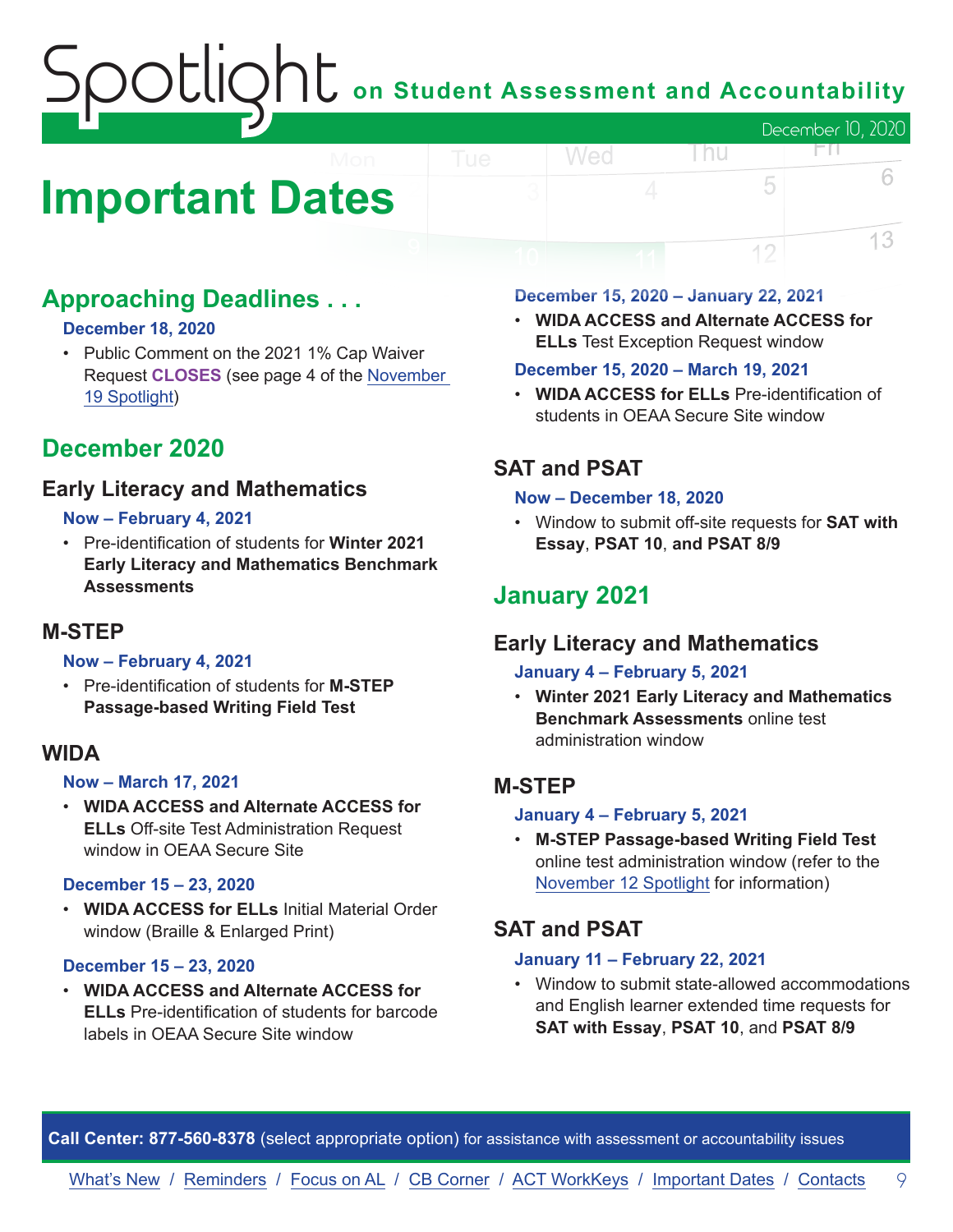# Important Dates

## Approaching Deadlines . . .

**December 18, 2020**

- Public Comment on the 2021 1% Cap Waiver Request **CLOSES** (see page 4 of the [November 19 Spotlight](#))

## December 2020

### Early Literacy and Mathematics

**Now – February 4, 2021**

- Pre-identification of students for **Winter 2021 Early Literacy and Mathematics Benchmark Assessments**

### M-STEP

**Now – February 4, 2021**

- Pre-identification of students for **M-STEP Passage-based Writing Field Test**

### WIDA

**Now – March 17, 2021**

- **WIDA ACCESS and Alternate ACCESS for ELLs** Off-site Test Administration Request window in OEAA Secure Site

**December 15 – 23, 2020**

- **WIDA ACCESS for ELLs** Initial Material Order window (Braille & Enlarged Print)

**December 15 – 23, 2020**

- **WIDA ACCESS and Alternate ACCESS for ELLs** Pre-identification of students for barcode labels in OEAA Secure Site window

**December 15, 2020 – January 22, 2021**

- **WIDA ACCESS and Alternate ACCESS for ELLs** Test Exception Request window

**December 15, 2020 – March 19, 2021**

- **WIDA ACCESS for ELLs** Pre-identification of students in OEAA Secure Site window

### SAT and PSAT

**Now – December 18, 2020**

- Window to submit off-site requests for **SAT with Essay**, **PSAT 10**, **and PSAT 8/9**

## January 2021

### Early Literacy and Mathematics

**January 4 – February 5, 2021**

- **Winter 2021 Early Literacy and Mathematics Benchmark Assessments** online test administration window

### M-STEP

**January 4 – February 5, 2021**

- **M-STEP Passage-based Writing Field Test** online test administration window (refer to the [November 12 Spotlight](#) for information)

### SAT and PSAT

**January 11 – February 22, 2021**

- Window to submit state-allowed accommodations and English learner extended time requests for **SAT with Essay**, **PSAT 10**, and **PSAT 8/9**

**Call Center: 877-560-8378** (select appropriate option) for assistance with assessment or accountability issues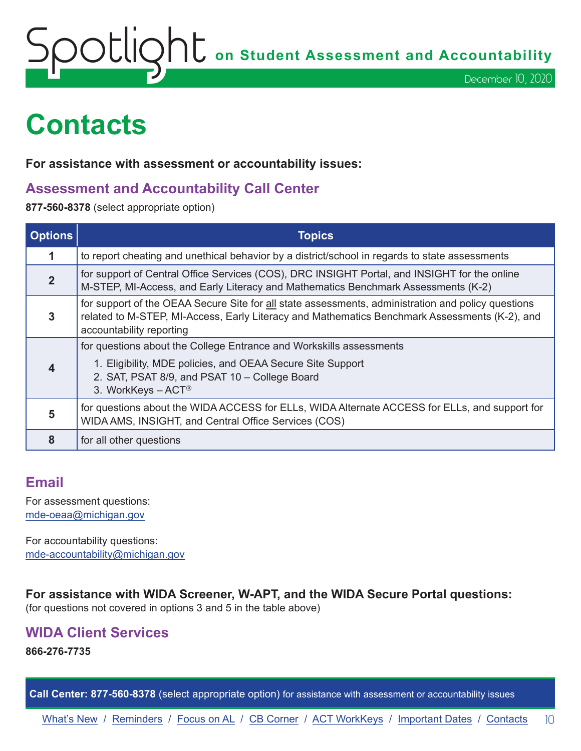# Contacts

**For assistance with assessment or accountability issues:**

## Assessment and Accountability Call Center

**877-560-8378** (select appropriate option)

| Options | Topics |
|---|---|
| **1** | to report cheating and unethical behavior by a district/school in regards to state assessments |
| **2** | for support of Central Office Services (COS), DRC INSIGHT Portal, and INSIGHT for the online M-STEP, MI-Access, and Early Literacy and Mathematics Benchmark Assessments (K-2) |
| **3** | for support of the OEAA Secure Site for all state assessments, administration and policy questions related to M-STEP, MI-Access, Early Literacy and Mathematics Benchmark Assessments (K-2), and accountability reporting |
| **4** | for questions about the College Entrance and Workskills assessments<br>1. Eligibility, MDE policies, and OEAA Secure Site Support<br>2. SAT, PSAT 8/9, and PSAT 10 – College Board<br>3. WorkKeys – ACT® |
| **5** | for questions about the WIDA ACCESS for ELLs, WIDA Alternate ACCESS for ELLs, and support for WIDA AMS, INSIGHT, and Central Office Services (COS) |
| **8** | for all other questions |

## Email

For assessment questions:
mde-oeaa@michigan.gov

For accountability questions:
mde-accountability@michigan.gov

**For assistance with WIDA Screener, W-APT, and the WIDA Secure Portal questions:**
(for questions not covered in options 3 and 5 in the table above)

## WIDA Client Services

**866-276-7735**